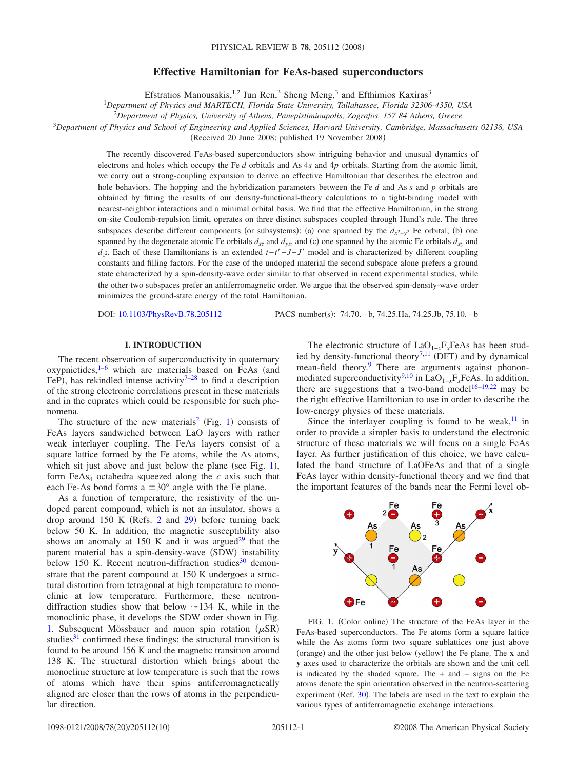# Effective Hamiltonian for FeAs-based superconductors

Efstratios Manousakis,[1,2] Jun Ren,[3] Sheng Meng,[3] and Efthimios Kaxiras[3]

[1]*Department of Physics and MARTECH, Florida State University, Tallahassee, Florida 32306-4350, USA*

[2]*Department of Physics, University of Athens, Panepistimioupolis, Zografos, 157 84 Athens, Greece*

[3]*Department of Physics and School of Engineering and Applied Sciences, Harvard University, Cambridge, Massachusetts 02138, USA*

(Received 20 June 2008; published 19 November 2008)

The recently discovered FeAs-based superconductors show intriguing behavior and unusual dynamics of electrons and holes which occupy the Fe $d$ orbitals and As $4s$ and $4p$ orbitals. Starting from the atomic limit, we carry out a strong-coupling expansion to derive an effective Hamiltonian that describes the electron and hole behaviors. The hopping and the hybridization parameters between the Fe $d$ and As $s$ and $p$ orbitals are obtained by fitting the results of our density-functional-theory calculations to a tight-binding model with nearest-neighbor interactions and a minimal orbital basis. We find that the effective Hamiltonian, in the strong on-site Coulomb-repulsion limit, operates on three distinct subspaces coupled through Hund's rule. The three subspaces describe different components (or subsystems): (a) one spanned by the $d_{x^2-y^2}$ Fe orbital, (b) one spanned by the degenerate atomic Fe orbitals $d_{xz}$ and $d_{yz}$, and (c) one spanned by the atomic Fe orbitals $d_{xy}$ and $d_{z^2}$. Each of these Hamiltonians is an extended $t-t'-J-J'$ model and is characterized by different coupling constants and filling factors. For the case of the undoped material the second subspace alone prefers a ground state characterized by a spin-density-wave order similar to that observed in recent experimental studies, while the other two subspaces prefer an antiferromagnetic order. We argue that the observed spin-density-wave order minimizes the ground-state energy of the total Hamiltonian.

DOI: 10.1103/PhysRevB.78.205112 PACS number(s): 74.70.−b, 74.25.Ha, 74.25.Jb, 75.10.−b

## I. INTRODUCTION

The recent observation of superconductivity in quaternary oxypnictides,[1–6] which are materials based on FeAs (and FeP), has rekindled intense activity[7–28] to find a description of the strong electronic correlations present in these materials and in the cuprates which could be responsible for such phenomena.

The structure of the new materials[2] (Fig. 1) consists of FeAs layers sandwiched between LaO layers with rather weak interlayer coupling. The FeAs layers consist of a square lattice formed by the Fe atoms, while the As atoms, which sit just above and just below the plane (see Fig. 1), form $FeAs_4$ octahedra squeezed along the $c$ axis such that each Fe-As bond forms a $\pm 30°$ angle with the Fe plane.

As a function of temperature, the resistivity of the undoped parent compound, which is not an insulator, shows a drop around 150 K (Refs. 2 and 29) before turning back below 50 K. In addition, the magnetic susceptibility also shows an anomaly at 150 K and it was argued[29] that the parent material has a spin-density-wave (SDW) instability below 150 K. Recent neutron-diffraction studies[30] demonstrate that the parent compound at 150 K undergoes a structural distortion from tetragonal at high temperature to monoclinic at low temperature. Furthermore, these neutron-diffraction studies show that below ~134 K, while in the monoclinic phase, it develops the SDW order shown in Fig. 1. Subsequent Mössbauer and muon spin rotation ($\mu$SR) studies[31] confirmed these findings: the structural transition is found to be around 156 K and the magnetic transition around 138 K. The structural distortion which brings about the monoclinic structure at low temperature is such that the rows of atoms which have their spins antiferromagnetically aligned are closer than the rows of atoms in the perpendicular direction.

The electronic structure of $LaO_{1-x}F_xFeAs$ has been studied by density-functional theory[7,11] (DFT) and by dynamical mean-field theory.[9] There are arguments against phonon-mediated superconductivity[9,10] in $LaO_{1-x}F_xFeAs$. In addition, there are suggestions that a two-band model[16–19,22] may be the right effective Hamiltonian to use in order to describe the low-energy physics of these materials.

Since the interlayer coupling is found to be weak,[11] in order to provide a simpler basis to understand the electronic structure of these materials we will focus on a single FeAs layer. As further justification of this choice, we have calculated the band structure of LaOFeAs and that of a single FeAs layer within density-functional theory and we find that the important features of the bands near the Fermi level ob-

FIG. 1. (Color online) The structure of the FeAs layer in the FeAs-based superconductors. The Fe atoms form a square lattice while the As atoms form two square sublattices one just above (orange) and the other just below (yellow) the Fe plane. The **x** and **y** axes used to characterize the orbitals are shown and the unit cell is indicated by the shaded square. The + and − signs on the Fe atoms denote the spin orientation observed in the neutron-scattering experiment (Ref. 30). The labels are used in the text to explain the various types of antiferromagnetic exchange interactions.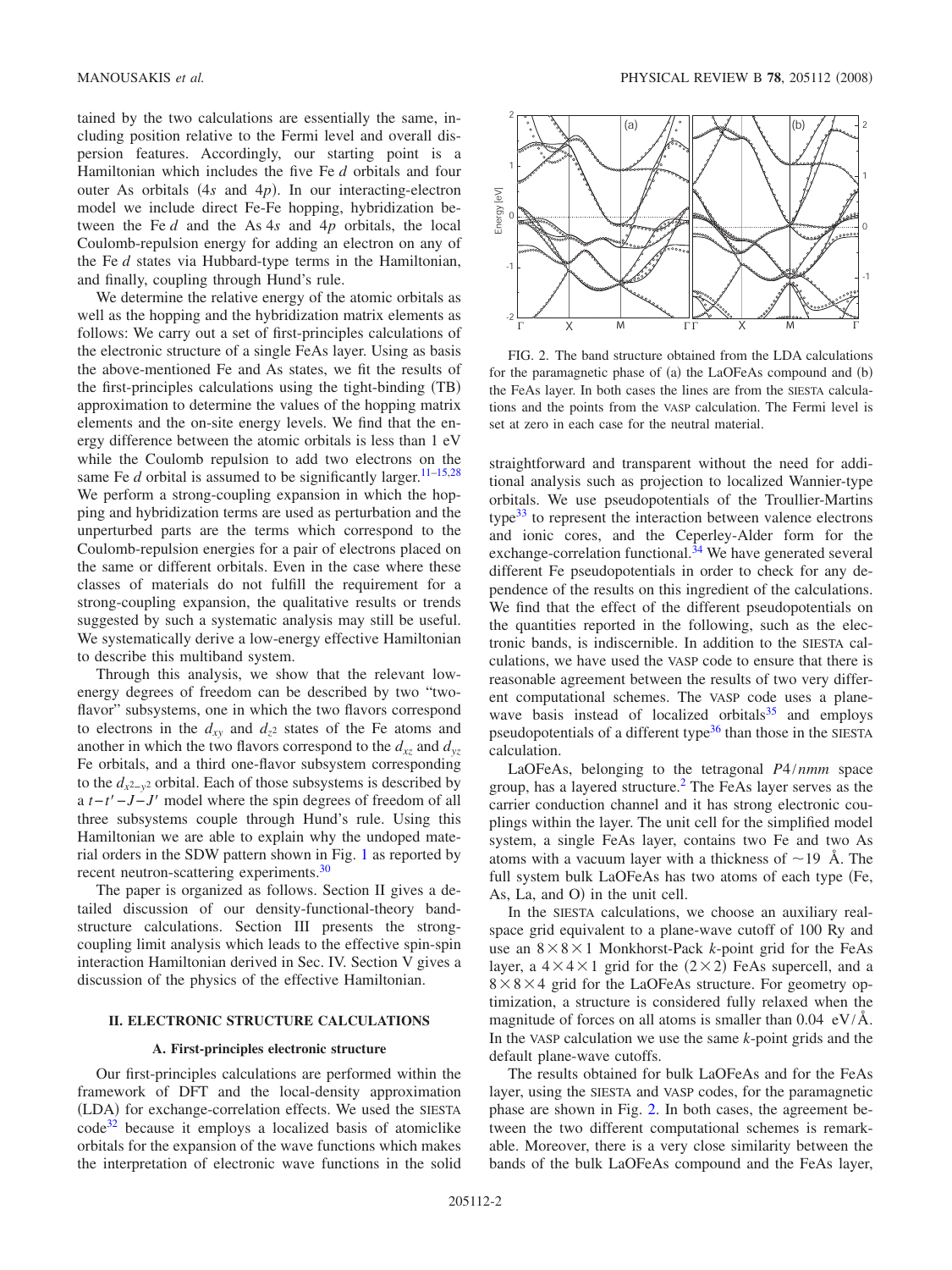tained by the two calculations are essentially the same, including position relative to the Fermi level and overall dispersion features. Accordingly, our starting point is a Hamiltonian which includes the five Fe $d$ orbitals and four outer As orbitals ($4s$ and $4p$). In our interacting-electron model we include direct Fe-Fe hopping, hybridization between the Fe $d$ and the As $4s$ and $4p$ orbitals, the local Coulomb-repulsion energy for adding an electron on any of the Fe $d$ states via Hubbard-type terms in the Hamiltonian, and finally, coupling through Hund's rule.

We determine the relative energy of the atomic orbitals as well as the hopping and the hybridization matrix elements as follows: We carry out a set of first-principles calculations of the electronic structure of a single FeAs layer. Using as basis the above-mentioned Fe and As states, we fit the results of the first-principles calculations using the tight-binding (TB) approximation to determine the values of the hopping matrix elements and the on-site energy levels. We find that the energy difference between the atomic orbitals is less than 1 eV while the Coulomb repulsion to add two electrons on the same Fe $d$ orbital is assumed to be significantly larger.[11–15,28] We perform a strong-coupling expansion in which the hopping and hybridization terms are used as perturbation and the unperturbed parts are the terms which correspond to the Coulomb-repulsion energies for a pair of electrons placed on the same or different orbitals. Even in the case where these classes of materials do not fulfill the requirement for a strong-coupling expansion, the qualitative results or trends suggested by such a systematic analysis may still be useful. We systematically derive a low-energy effective Hamiltonian to describe this multiband system.

Through this analysis, we show that the relevant low-energy degrees of freedom can be described by two "two-flavor" subsystems, one in which the two flavors correspond to electrons in the $d_{xy}$ and $d_{z^2}$ states of the Fe atoms and another in which the two flavors correspond to the $d_{xz}$ and $d_{yz}$ Fe orbitals, and a third one-flavor subsystem corresponding to the $d_{x^2-y^2}$ orbital. Each of those subsystems is described by a $t-t'-J-J'$ model where the spin degrees of freedom of all three subsystems couple through Hund's rule. Using this Hamiltonian we are able to explain why the undoped material orders in the SDW pattern shown in Fig. 1 as reported by recent neutron-scattering experiments.[30]

The paper is organized as follows. Section II gives a detailed discussion of our density-functional-theory band-structure calculations. Section III presents the strong-coupling limit analysis which leads to the effective spin-spin interaction Hamiltonian derived in Sec. IV. Section V gives a discussion of the physics of the effective Hamiltonian.

## II. ELECTRONIC STRUCTURE CALCULATIONS

### A. First-principles electronic structure

Our first-principles calculations are performed within the framework of DFT and the local-density approximation (LDA) for exchange-correlation effects. We used the SIESTA code[32] because it employs a localized basis of atomiclike orbitals for the expansion of the wave functions which makes the interpretation of electronic wave functions in the solid straightforward and transparent without the need for additional analysis such as projection to localized Wannier-type orbitals. We use pseudopotentials of the Troullier-Martins type[33] to represent the interaction between valence electrons and ionic cores, and the Ceperley-Alder form for the exchange-correlation functional.[34] We have generated several different Fe pseudopotentials in order to check for any dependence of the results on this ingredient of the calculations. We find that the effect of the different pseudopotentials on the quantities reported in the following, such as the electronic bands, is indiscernible. In addition to the SIESTA calculations, we have used the VASP code to ensure that there is reasonable agreement between the results of two very different computational schemes. The VASP code uses a plane-wave basis instead of localized orbitals[35] and employs pseudopotentials of a different type[36] than those in the SIESTA calculation.

FIG. 2. The band structure obtained from the LDA calculations for the paramagnetic phase of (a) the LaOFeAs compound and (b) the FeAs layer. In both cases the lines are from the SIESTA calculations and the points from the VASP calculation. The Fermi level is set at zero in each case for the neutral material.

LaOFeAs, belonging to the tetragonal $P4/nmm$ space group, has a layered structure.[2] The FeAs layer serves as the carrier conduction channel and it has strong electronic couplings within the layer. The unit cell for the simplified model system, a single FeAs layer, contains two Fe and two As atoms with a vacuum layer with a thickness of $\sim 19$ Å. The full system bulk LaOFeAs has two atoms of each type (Fe, As, La, and O) in the unit cell.

In the SIESTA calculations, we choose an auxiliary real-space grid equivalent to a plane-wave cutoff of 100 Ry and use an $8\times 8\times 1$ Monkhorst-Pack $k$-point grid for the FeAs layer, a $4\times 4\times 1$ grid for the $(2\times 2)$ FeAs supercell, and a $8\times 8\times 4$ grid for the LaOFeAs structure. For geometry optimization, a structure is considered fully relaxed when the magnitude of forces on all atoms is smaller than $0.04$ eV/Å. In the VASP calculation we use the same $k$-point grids and the default plane-wave cutoffs.

The results obtained for bulk LaOFeAs and for the FeAs layer, using the SIESTA and VASP codes, for the paramagnetic phase are shown in Fig. 2. In both cases, the agreement between the two different computational schemes is remarkable. Moreover, there is a very close similarity between the bands of the bulk LaOFeAs compound and the FeAs layer,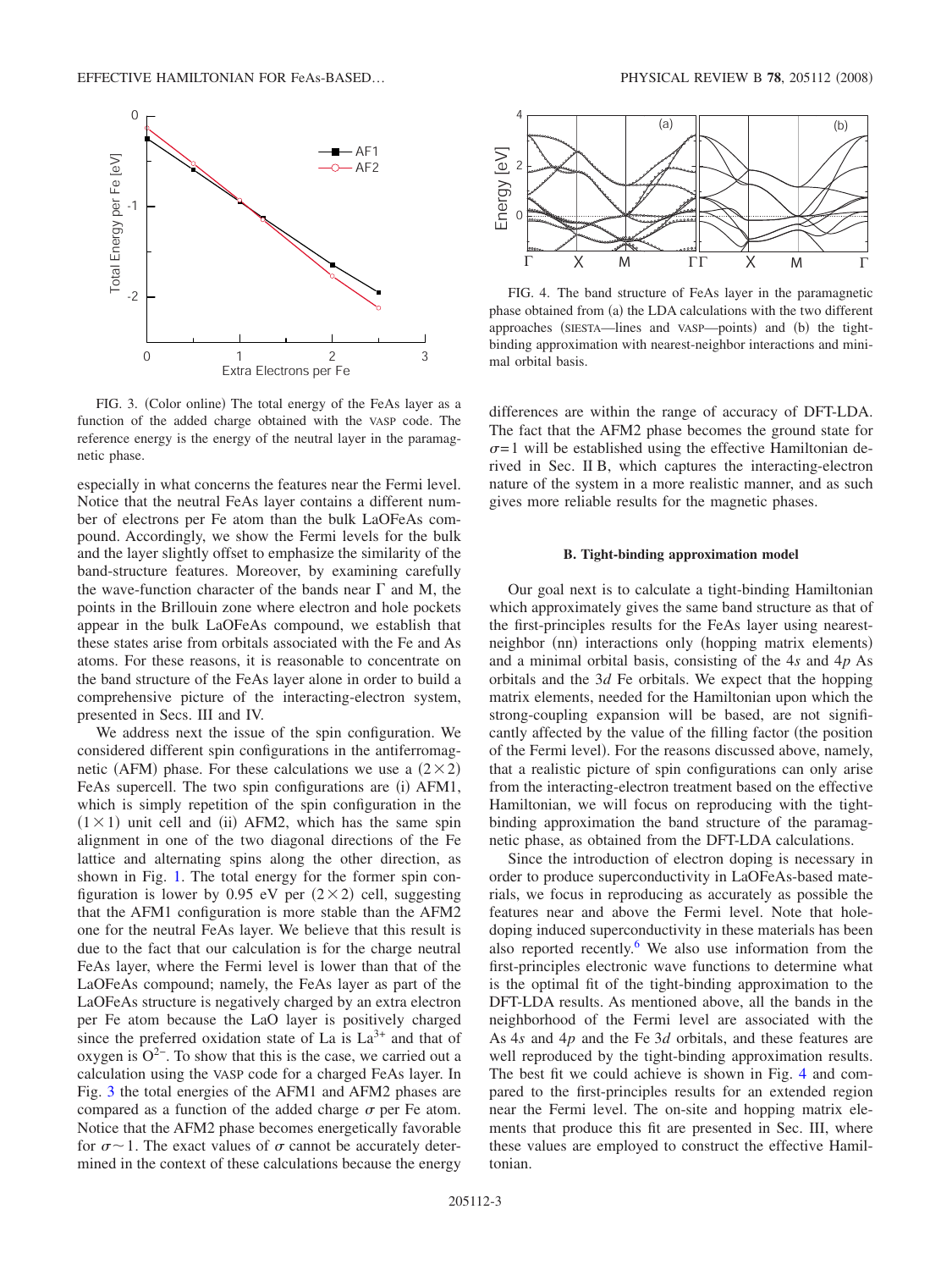FIG. 3. (Color online) The total energy of the FeAs layer as a function of the added charge obtained with the VASP code. The reference energy is the energy of the neutral layer in the paramagnetic phase.

especially in what concerns the features near the Fermi level. Notice that the neutral FeAs layer contains a different number of electrons per Fe atom than the bulk LaOFeAs compound. Accordingly, we show the Fermi levels for the bulk and the layer slightly offset to emphasize the similarity of the band-structure features. Moreover, by examining carefully the wave-function character of the bands near Γ and M, the points in the Brillouin zone where electron and hole pockets appear in the bulk LaOFeAs compound, we establish that these states arise from orbitals associated with the Fe and As atoms. For these reasons, it is reasonable to concentrate on the band structure of the FeAs layer alone in order to build a comprehensive picture of the interacting-electron system, presented in Secs. III and IV.

We address next the issue of the spin configuration. We considered different spin configurations in the antiferromagnetic (AFM) phase. For these calculations we use a $(2\times2)$ FeAs supercell. The two spin configurations are (i) AFM1, which is simply repetition of the spin configuration in the $(1\times1)$ unit cell and (ii) AFM2, which has the same spin alignment in one of the two diagonal directions of the Fe lattice and alternating spins along the other direction, as shown in Fig. 1. The total energy for the former spin configuration is lower by 0.95 eV per $(2\times2)$ cell, suggesting that the AFM1 configuration is more stable than the AFM2 one for the neutral FeAs layer. We believe that this result is due to the fact that our calculation is for the charge neutral FeAs layer, where the Fermi level is lower than that of the LaOFeAs compound; namely, the FeAs layer as part of the LaOFeAs structure is negatively charged by an extra electron per Fe atom because the LaO layer is positively charged since the preferred oxidation state of La is $La^{3+}$ and that of oxygen is $O^{2-}$. To show that this is the case, we carried out a calculation using the VASP code for a charged FeAs layer. In Fig. 3 the total energies of the AFM1 and AFM2 phases are compared as a function of the added charge $\sigma$ per Fe atom. Notice that the AFM2 phase becomes energetically favorable for $\sigma\sim1$. The exact values of $\sigma$ cannot be accurately determined in the context of these calculations because the energy differences are within the range of accuracy of DFT-LDA. The fact that the AFM2 phase becomes the ground state for $\sigma=1$ will be established using the effective Hamiltonian derived in Sec. II B, which captures the interacting-electron nature of the system in a more realistic manner, and as such gives more reliable results for the magnetic phases.

FIG. 4. The band structure of FeAs layer in the paramagnetic phase obtained from (a) the LDA calculations with the two different approaches (SIESTA—lines and VASP—points) and (b) the tight-binding approximation with nearest-neighbor interactions and minimal orbital basis.

### B. Tight-binding approximation model

Our goal next is to calculate a tight-binding Hamiltonian which approximately gives the same band structure as that of the first-principles results for the FeAs layer using nearest-neighbor (nn) interactions only (hopping matrix elements) and a minimal orbital basis, consisting of the 4*s* and 4*p* As orbitals and the 3*d* Fe orbitals. We expect that the hopping matrix elements, needed for the Hamiltonian upon which the strong-coupling expansion will be based, are not significantly affected by the value of the filling factor (the position of the Fermi level). For the reasons discussed above, namely, that a realistic picture of spin configurations can only arise from the interacting-electron treatment based on the effective Hamiltonian, we will focus on reproducing with the tight-binding approximation the band structure of the paramagnetic phase, as obtained from the DFT-LDA calculations.

Since the introduction of electron doping is necessary in order to produce superconductivity in LaOFeAs-based materials, we focus in reproducing as accurately as possible the features near and above the Fermi level. Note that hole-doping induced superconductivity in these materials has been also reported recently.[6] We also use information from the first-principles electronic wave functions to determine what is the optimal fit of the tight-binding approximation to the DFT-LDA results. As mentioned above, all the bands in the neighborhood of the Fermi level are associated with the As 4*s* and 4*p* and the Fe 3*d* orbitals, and these features are well reproduced by the tight-binding approximation results. The best fit we could achieve is shown in Fig. 4 and compared to the first-principles results for an extended region near the Fermi level. The on-site and hopping matrix elements that produce this fit are presented in Sec. III, where these values are employed to construct the effective Hamiltonian.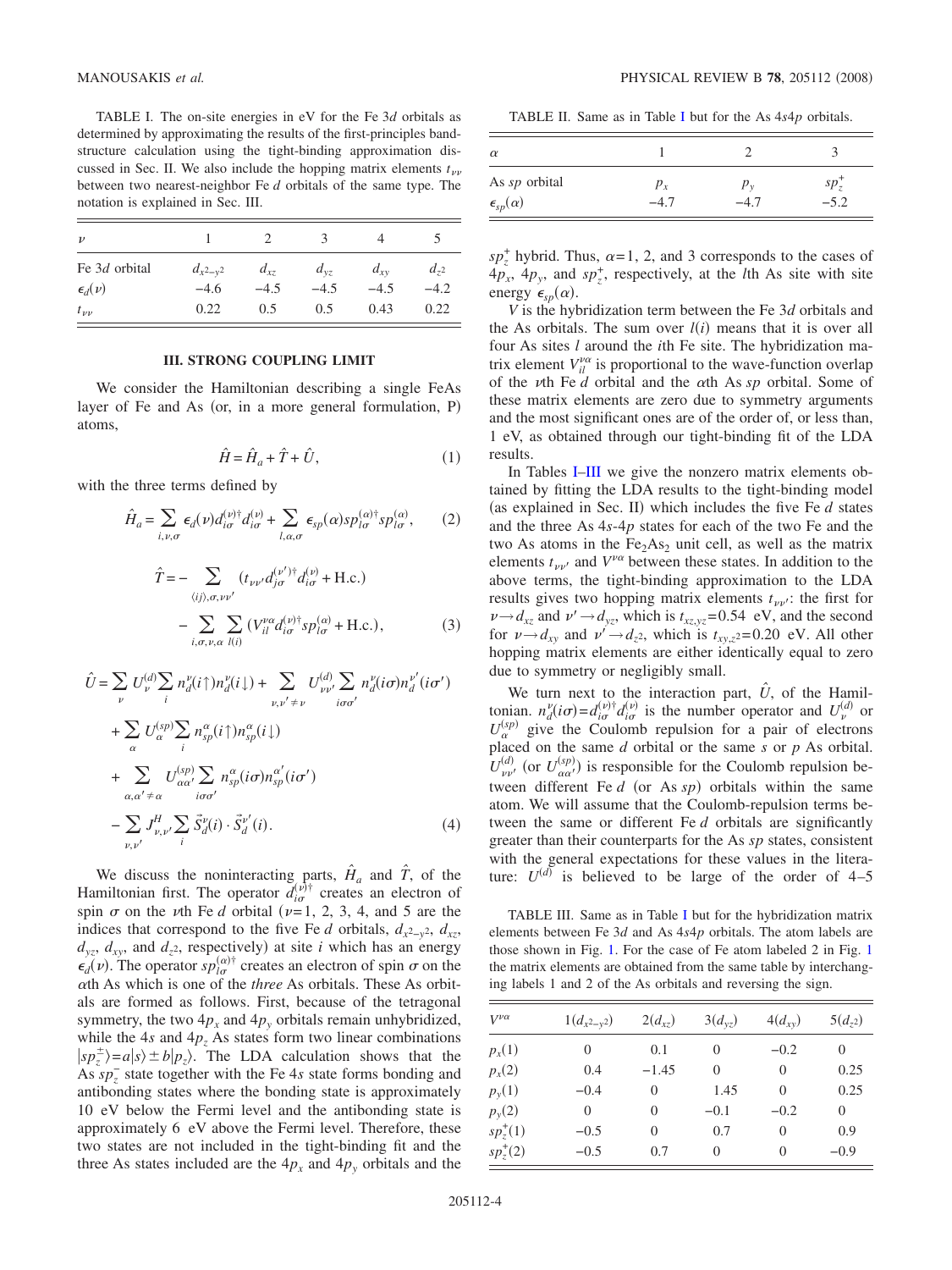TABLE I. The on-site energies in eV for the Fe 3$d$ orbitals as determined by approximating the results of the first-principles band-structure calculation using the tight-binding approximation discussed in Sec. II. We also include the hopping matrix elements $t_{\nu\nu}$ between two nearest-neighbor Fe $d$ orbitals of the same type. The notation is explained in Sec. III.

| $\nu$ | 1 | 2 | 3 | 4 | 5 |
|---|---|---|---|---|---|
| Fe 3$d$ orbital | $d_{x^2-y^2}$ | $d_{xz}$ | $d_{yz}$ | $d_{xy}$ | $d_{z^2}$ |
| $\epsilon_d(\nu)$ | −4.6 | −4.5 | −4.5 | −4.5 | −4.2 |
| $t_{\nu\nu}$ | 0.22 | 0.5 | 0.5 | 0.43 | 0.22 |

## III. STRONG COUPLING LIMIT

We consider the Hamiltonian describing a single FeAs layer of Fe and As (or, in a more general formulation, P) atoms,

$$\hat{H} = \hat{H}_a + \hat{T} + \hat{U}, \tag{1}$$

with the three terms defined by

$$\hat{H}_a = \sum_{i,\nu,\sigma} \epsilon_d(\nu) d_{i\sigma}^{(\nu)\dagger} d_{i\sigma}^{(\nu)} + \sum_{l,\alpha,\sigma} \epsilon_{sp}(\alpha) sp_{l\sigma}^{(\alpha)\dagger} sp_{l\sigma}^{(\alpha)}, \tag{2}$$

$$\hat{T} = -\sum_{\langle ij\rangle,\sigma,\nu\nu'} (t_{\nu\nu'} d_{j\sigma}^{(\nu')\dagger} d_{i\sigma}^{(\nu)} + \text{H.c.}) - \sum_{i,\sigma,\nu,\alpha} \sum_{l(i)} (V_{il}^{\nu\alpha} d_{i\sigma}^{(\nu)\dagger} sp_{l\sigma}^{(\alpha)} + \text{H.c.}), \tag{3}$$

$$\begin{aligned}\hat{U} = &\sum_{\nu} U_{\nu}^{(d)} \sum_i n_d^{\nu}(i\uparrow) n_d^{\nu}(i\downarrow) + \sum_{\nu,\nu'\neq\nu} U_{\nu\nu'}^{(d)} \sum_{i\sigma\sigma'} n_d^{\nu}(i\sigma) n_d^{\nu'}(i\sigma') \\ &+ \sum_{\alpha} U_{\alpha}^{(sp)} \sum_i n_{sp}^{\alpha}(i\uparrow) n_{sp}^{\alpha}(i\downarrow) \\ &+ \sum_{\alpha,\alpha'\neq\alpha} U_{\alpha\alpha'}^{(sp)} \sum_{i\sigma\sigma'} n_{sp}^{\alpha}(i\sigma) n_{sp}^{\alpha'}(i\sigma') \\ &- \sum_{\nu,\nu'} J_{\nu,\nu'}^{H} \sum_i \vec{S}_d^{\nu}(i) \cdot \vec{S}_d^{\nu'}(i). \end{aligned} \tag{4}$$

We discuss the noninteracting parts, $\hat{H}_a$ and $\hat{T}$, of the Hamiltonian first. The operator $d_{i\sigma}^{(\nu)\dagger}$ creates an electron of spin $\sigma$ on the $\nu$th Fe $d$ orbital ($\nu$=1, 2, 3, 4, and 5 are the indices that correspond to the five Fe $d$ orbitals, $d_{x^2-y^2}$, $d_{xz}$, $d_{yz}$, $d_{xy}$, and $d_{z^2}$, respectively) at site $i$ which has an energy $\epsilon_d(\nu)$. The operator $sp_{l\sigma}^{(\alpha)\dagger}$ creates an electron of spin $\sigma$ on the $\alpha$th As which is one of the *three* As orbitals. These As orbitals are formed as follows. First, because of the tetragonal symmetry, the two 4$p_x$ and 4$p_y$ orbitals remain unhybridized, while the 4$s$ and 4$p_z$ As states form two linear combinations $|sp_z^{\pm}\rangle = a|s\rangle \pm b|p_z\rangle$. The LDA calculation shows that the As $sp_z^-$ state together with the Fe 4$s$ state forms bonding and antibonding states where the bonding state is approximately 10 eV below the Fermi level and the antibonding state is approximately 6 eV above the Fermi level. Therefore, these two states are not included in the tight-binding fit and the three As states included are the 4$p_x$ and 4$p_y$ orbitals and the $sp_z^+$ hybrid. Thus, $\alpha$=1, 2, and 3 corresponds to the cases of 4$p_x$, 4$p_y$, and $sp_z^+$, respectively, at the $l$th As site with site energy $\epsilon_{sp}(\alpha)$.

TABLE II. Same as in Table I but for the As 4$s$4$p$ orbitals.

| $\alpha$ | 1 | 2 | 3 |
|---|---|---|---|
| As $sp$ orbital | $p_x$ | $p_y$ | $sp_z^+$ |
| $\epsilon_{sp}(\alpha)$ | −4.7 | −4.7 | −5.2 |

$V$ is the hybridization term between the Fe 3$d$ orbitals and the As orbitals. The sum over $l(i)$ means that it is over all four As sites $l$ around the $i$th Fe site. The hybridization matrix element $V_{il}^{\nu\alpha}$ is proportional to the wave-function overlap of the $\nu$th Fe $d$ orbital and the $\alpha$th As $sp$ orbital. Some of these matrix elements are zero due to symmetry arguments and the most significant ones are of the order of, or less than, 1 eV, as obtained through our tight-binding fit of the LDA results.

In Tables I–III we give the nonzero matrix elements obtained by fitting the LDA results to the tight-binding model (as explained in Sec. II) which includes the five Fe $d$ states and the three As 4$s$-4$p$ states for each of the two Fe and the two As atoms in the $Fe_2As_2$ unit cell, as well as the matrix elements $t_{\nu\nu'}$ and $V^{\nu\alpha}$ between these states. In addition to the above terms, the tight-binding approximation to the LDA results gives two hopping matrix elements $t_{\nu\nu'}$: the first for $\nu \to d_{xz}$ and $\nu' \to d_{yz}$, which is $t_{xz,yz}$=0.54 eV, and the second for $\nu \to d_{xy}$ and $\nu' \to d_{z^2}$, which is $t_{xy,z^2}$=0.20 eV. All other hopping matrix elements are either identically equal to zero due to symmetry or negligibly small.

We turn next to the interaction part, $\hat{U}$, of the Hamiltonian. $n_d^{\nu}(i\sigma) = d_{i\sigma}^{(\nu)\dagger} d_{i\sigma}^{(\nu)}$ is the number operator and $U_{\nu}^{(d)}$ or $U_{\alpha}^{(sp)}$ give the Coulomb repulsion for a pair of electrons placed on the same $d$ orbital or the same $s$ or $p$ As orbital. $U_{\nu\nu'}^{(d)}$ (or $U_{\alpha\alpha'}^{(sp)}$) is responsible for the Coulomb repulsion between different Fe $d$ (or As $sp$) orbitals within the same atom. We will assume that the Coulomb-repulsion terms between the same or different Fe $d$ orbitals are significantly greater than their counterparts for the As $sp$ states, consistent with the general expectations for these values in the literature: $U^{(d)}$ is believed to be large of the order of 4–5

TABLE III. Same as in Table I but for the hybridization matrix elements between Fe 3$d$ and As 4$s$4$p$ orbitals. The atom labels are those shown in Fig. 1. For the case of Fe atom labeled 2 in Fig. 1 the matrix elements are obtained from the same table by interchanging labels 1 and 2 of the As orbitals and reversing the sign.

| $V^{\nu\alpha}$ | 1($d_{x^2-y^2}$) | 2($d_{xz}$) | 3($d_{yz}$) | 4($d_{xy}$) | 5($d_{z^2}$) |
|---|---|---|---|---|---|
| $p_x(1)$ | 0 | 0.1 | 0 | −0.2 | 0 |
| $p_x(2)$ | 0.4 | −1.45 | 0 | 0 | 0.25 |
| $p_y(1)$ | −0.4 | 0 | 1.45 | 0 | 0.25 |
| $p_y(2)$ | 0 | 0 | −0.1 | −0.2 | 0 |
| $sp_z^+(1)$ | −0.5 | 0 | 0.7 | 0 | 0.9 |
| $sp_z^+(2)$ | −0.5 | 0.7 | 0 | 0 | −0.9 |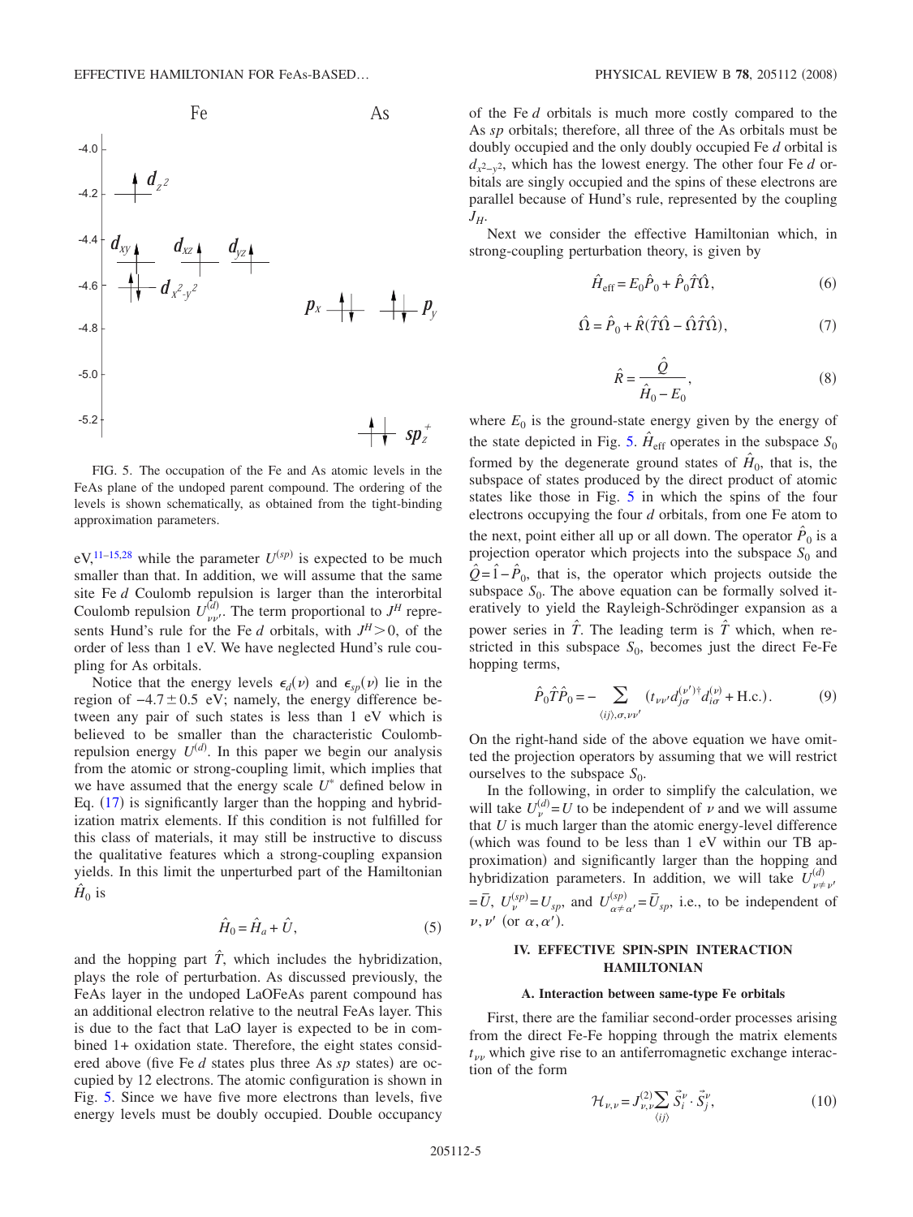FIG. 5. The occupation of the Fe and As atomic levels in the FeAs plane of the undoped parent compound. The ordering of the levels is shown schematically, as obtained from the tight-binding approximation parameters.

eV,[11–15,28] while the parameter $U^{(sp)}$ is expected to be much smaller than that. In addition, we will assume that the same site Fe $d$ Coulomb repulsion is larger than the interorbital Coulomb repulsion $U^{(d)}_{\nu\nu'}$. The term proportional to $J^H$ represents Hund's rule for the Fe $d$ orbitals, with $J^H>0$, of the order of less than 1 eV. We have neglected Hund's rule coupling for As orbitals.

Notice that the energy levels $\epsilon_d(\nu)$ and $\epsilon_{sp}(\nu)$ lie in the region of $-4.7\pm 0.5$ eV; namely, the energy difference between any pair of such states is less than 1 eV which is believed to be smaller than the characteristic Coulomb-repulsion energy $U^{(d)}$. In this paper we begin our analysis from the atomic or strong-coupling limit, which implies that we have assumed that the energy scale $U^*$ defined below in Eq. (17) is significantly larger than the hopping and hybridization matrix elements. If this condition is not fulfilled for this class of materials, it may still be instructive to discuss the qualitative features which a strong-coupling expansion yields. In this limit the unperturbed part of the Hamiltonian $\hat{H}_0$ is

$$\hat{H}_0 = \hat{H}_a + \hat{U}, \tag{5}$$

and the hopping part $\hat{T}$, which includes the hybridization, plays the role of perturbation. As discussed previously, the FeAs layer in the undoped LaOFeAs parent compound has an additional electron relative to the neutral FeAs layer. This is due to the fact that LaO layer is expected to be in combined 1+ oxidation state. Therefore, the eight states considered above (five Fe $d$ states plus three As $sp$ states) are occupied by 12 electrons. The atomic configuration is shown in Fig. 5. Since we have five more electrons than levels, five energy levels must be doubly occupied. Double occupancy of the Fe $d$ orbitals is much more costly compared to the As $sp$ orbitals; therefore, all three of the As orbitals must be doubly occupied and the only doubly occupied Fe $d$ orbital is $d_{x^2-y^2}$, which has the lowest energy. The other four Fe $d$ orbitals are singly occupied and the spins of these electrons are parallel because of Hund's rule, represented by the coupling $J_H$.

Next we consider the effective Hamiltonian which, in strong-coupling perturbation theory, is given by

$$\hat{H}_{\text{eff}} = E_0\hat{P}_0 + \hat{P}_0\hat{T}\hat{\Omega}, \tag{6}$$

$$\hat{\Omega} = \hat{P}_0 + \hat{R}(\hat{T}\hat{\Omega} - \hat{\Omega}\hat{T}\hat{\Omega}), \tag{7}$$

$$\hat{R} = \frac{\hat{Q}}{\hat{H}_0 - E_0}, \tag{8}$$

where $E_0$ is the ground-state energy given by the energy of the state depicted in Fig. 5. $\hat{H}_{\text{eff}}$ operates in the subspace $S_0$ formed by the degenerate ground states of $\hat{H}_0$, that is, the subspace of states produced by the direct product of atomic states like those in Fig. 5 in which the spins of the four electrons occupying the four $d$ orbitals, from one Fe atom to the next, point either all up or all down. The operator $\hat{P}_0$ is a projection operator which projects into the subspace $S_0$ and $\hat{Q}=\hat{1}-\hat{P}_0$, that is, the operator which projects outside the subspace $S_0$. The above equation can be formally solved iteratively to yield the Rayleigh-Schrödinger expansion as a power series in $\hat{T}$. The leading term is $\hat{T}$ which, when restricted in this subspace $S_0$, becomes just the direct Fe-Fe hopping terms,

$$\hat{P}_0\hat{T}\hat{P}_0 = -\sum_{\langle ij\rangle,\sigma,\nu\nu'} (t_{\nu\nu'}d^{(\nu')\dagger}_{j\sigma}d^{(\nu)}_{i\sigma} + \text{H.c.}). \tag{9}$$

On the right-hand side of the above equation we have omitted the projection operators by assuming that we will restrict ourselves to the subspace $S_0$.

In the following, in order to simplify the calculation, we will take $U^{(d)}_{\nu}=U$ to be independent of $\nu$ and we will assume that $U$ is much larger than the atomic energy-level difference (which was found to be less than 1 eV within our TB approximation) and significantly larger than the hopping and hybridization parameters. In addition, we will take $U^{(d)}_{\nu\neq\nu'}=\bar{U}$, $U^{(sp)}_{\nu}=U_{sp}$, and $U^{(sp)}_{\alpha\neq\alpha'}=\bar{U}_{sp}$, i.e., to be independent of $\nu,\nu'$ (or $\alpha,\alpha'$).

## IV. EFFECTIVE SPIN-SPIN INTERACTION HAMILTONIAN

### A. Interaction between same-type Fe orbitals

First, there are the familiar second-order processes arising from the direct Fe-Fe hopping through the matrix elements $t_{\nu\nu}$ which give rise to an antiferromagnetic exchange interaction of the form

$$\mathcal{H}_{\nu,\nu} = J^{(2)}_{\nu,\nu}\sum_{\langle ij\rangle}\vec{S}^{\nu}_i\cdot\vec{S}^{\nu}_j, \tag{10}$$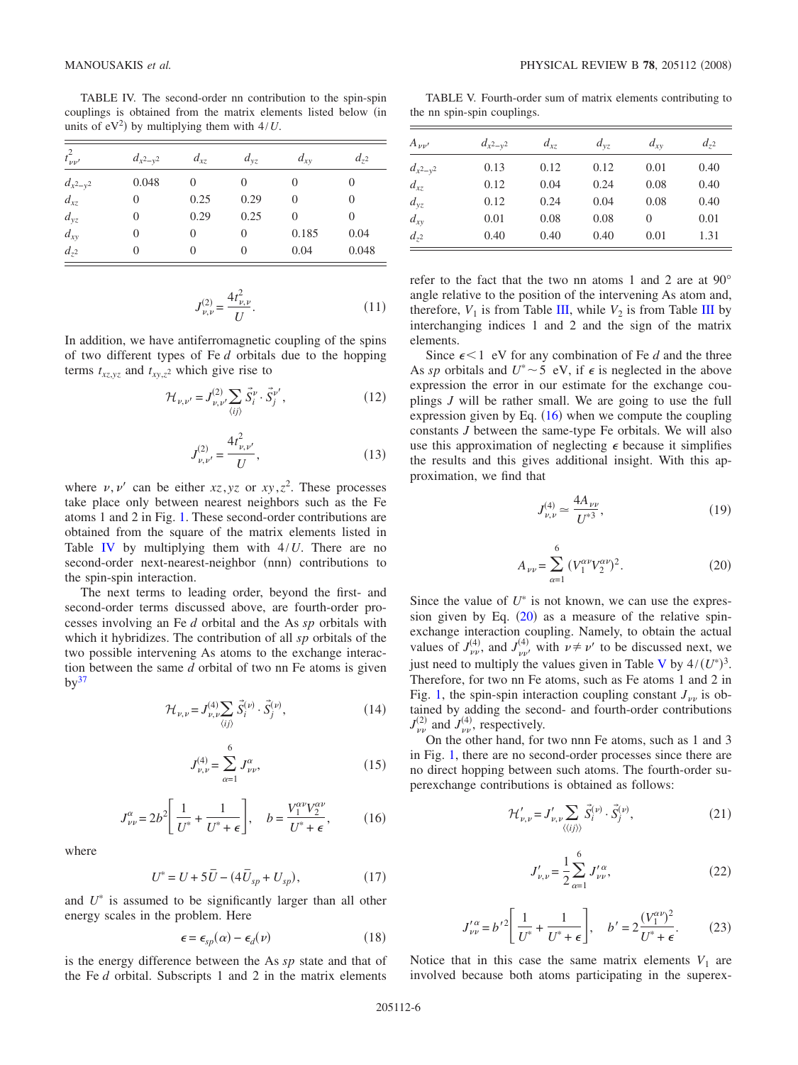TABLE IV. The second-order nn contribution to the spin-spin couplings is obtained from the matrix elements listed below (in units of $eV^2$) by multiplying them with $4/U$.

| $t^2_{\nu\nu'}$ | $d_{x^2-y^2}$ | $d_{xz}$ | $d_{yz}$ | $d_{xy}$ | $d_{z^2}$ |
|---|---|---|---|---|---|
| $d_{x^2-y^2}$ | 0.048 | 0 | 0 | 0 | 0 |
| $d_{xz}$ | 0 | 0.25 | 0.29 | 0 | 0 |
| $d_{yz}$ | 0 | 0.29 | 0.25 | 0 | 0 |
| $d_{xy}$ | 0 | 0 | 0 | 0.185 | 0.04 |
| $d_{z^2}$ | 0 | 0 | 0 | 0.04 | 0.048 |

$$J^{(2)}_{\nu,\nu} = \frac{4t^2_{\nu,\nu}}{U}. \tag{11}$$

In addition, we have antiferromagnetic coupling of the spins of two different types of Fe $d$ orbitals due to the hopping terms $t_{xz,yz}$ and $t_{xy,z^2}$ which give rise to

$$\mathcal{H}_{\nu,\nu'} = J^{(2)}_{\nu,\nu'} \sum_{\langle ij \rangle} \vec{S}^{\nu}_i \cdot \vec{S}^{\nu'}_j, \tag{12}$$

$$J^{(2)}_{\nu,\nu'} = \frac{4t^2_{\nu,\nu'}}{U}, \tag{13}$$

where $\nu,\nu'$ can be either $xz,yz$ or $xy,z^2$. These processes take place only between nearest neighbors such as the Fe atoms 1 and 2 in Fig. 1. These second-order contributions are obtained from the square of the matrix elements listed in Table IV by multiplying them with $4/U$. There are no second-order next-nearest-neighbor (nnn) contributions to the spin-spin interaction.

The next terms to leading order, beyond the first- and second-order terms discussed above, are fourth-order processes involving an Fe $d$ orbital and the As $sp$ orbitals with which it hybridizes. The contribution of all $sp$ orbitals of the two possible intervening As atoms to the exchange interaction between the same $d$ orbital of two nn Fe atoms is given by[37]

$$\mathcal{H}_{\nu,\nu} = J^{(4)}_{\nu,\nu} \sum_{\langle ij \rangle} \vec{S}^{(\nu)}_i \cdot \vec{S}^{(\nu)}_j, \tag{14}$$

$$J^{(4)}_{\nu,\nu} = \sum_{\alpha=1}^{6} J^{\alpha}_{\nu\nu}, \tag{15}$$

$$J^{\alpha}_{\nu\nu} = 2b^2 \left[ \frac{1}{U^*} + \frac{1}{U^* + \epsilon} \right], \quad b = \frac{V^{\alpha\nu}_1 V^{\alpha\nu}_2}{U^* + \epsilon}, \tag{16}$$

where

$$U^* = U + 5\bar{U} - (4\bar{U}_{sp} + U_{sp}), \tag{17}$$

and $U^*$ is assumed to be significantly larger than all other energy scales in the problem. Here

$$\epsilon = \epsilon_{sp}(\alpha) - \epsilon_d(\nu) \tag{18}$$

is the energy difference between the As $sp$ state and that of the Fe $d$ orbital. Subscripts 1 and 2 in the matrix elements refer to the fact that the two nn atoms 1 and 2 are at 90° angle relative to the position of the intervening As atom and, therefore, $V_1$ is from Table III, while $V_2$ is from Table III by interchanging indices 1 and 2 and the sign of the matrix elements.

TABLE V. Fourth-order sum of matrix elements contributing to the nn spin-spin couplings.

| $A_{\nu\nu'}$ | $d_{x^2-y^2}$ | $d_{xz}$ | $d_{yz}$ | $d_{xy}$ | $d_{z^2}$ |
|---|---|---|---|---|---|
| $d_{x^2-y^2}$ | 0.13 | 0.12 | 0.12 | 0.01 | 0.40 |
| $d_{xz}$ | 0.12 | 0.04 | 0.24 | 0.08 | 0.40 |
| $d_{yz}$ | 0.12 | 0.24 | 0.04 | 0.08 | 0.40 |
| $d_{xy}$ | 0.01 | 0.08 | 0.08 | 0 | 0.01 |
| $d_{z^2}$ | 0.40 | 0.40 | 0.40 | 0.01 | 1.31 |

Since $\epsilon < 1$ eV for any combination of Fe $d$ and the three As $sp$ orbitals and $U^* \sim 5$ eV, if $\epsilon$ is neglected in the above expression the error in our estimate for the exchange couplings $J$ will be rather small. We are going to use the full expression given by Eq. (16) when we compute the coupling constants $J$ between the same-type Fe orbitals. We will also use this approximation of neglecting $\epsilon$ because it simplifies the results and this gives additional insight. With this approximation, we find that

$$J^{(4)}_{\nu,\nu} \simeq \frac{4A_{\nu\nu}}{U^{*3}}, \tag{19}$$

$$A_{\nu\nu} = \sum_{\alpha=1}^{6} (V^{\alpha\nu}_1 V^{\alpha\nu}_2)^2. \tag{20}$$

Since the value of $U^*$ is not known, we can use the expression given by Eq. (20) as a measure of the relative spin-exchange interaction coupling. Namely, to obtain the actual values of $J^{(4)}_{\nu\nu}$, and $J^{(4)}_{\nu\nu'}$ with $\nu \neq \nu'$ to be discussed next, we just need to multiply the values given in Table V by $4/(U^*)^3$. Therefore, for two nn Fe atoms, such as Fe atoms 1 and 2 in Fig. 1, the spin-spin interaction coupling constant $J_{\nu\nu}$ is obtained by adding the second- and fourth-order contributions $J^{(2)}_{\nu\nu}$ and $J^{(4)}_{\nu\nu}$, respectively.

On the other hand, for two nnn Fe atoms, such as 1 and 3 in Fig. 1, there are no second-order processes since there are no direct hopping between such atoms. The fourth-order superexchange contributions is obtained as follows:

$$\mathcal{H}'_{\nu,\nu} = J'_{\nu,\nu} \sum_{\langle\langle ij \rangle\rangle} \vec{S}^{(\nu)}_i \cdot \vec{S}^{(\nu)}_j, \tag{21}$$

$$J'_{\nu,\nu} = \frac{1}{2} \sum_{\alpha=1}^{6} J'^{\alpha}_{\nu\nu}, \tag{22}$$

$$J'^{\alpha}_{\nu\nu} = b'^2 \left[ \frac{1}{U^*} + \frac{1}{U^* + \epsilon} \right], \quad b' = 2\frac{(V^{\alpha\nu}_1)^2}{U^* + \epsilon}. \tag{23}$$

Notice that in this case the same matrix elements $V_1$ are involved because both atoms participating in the superex-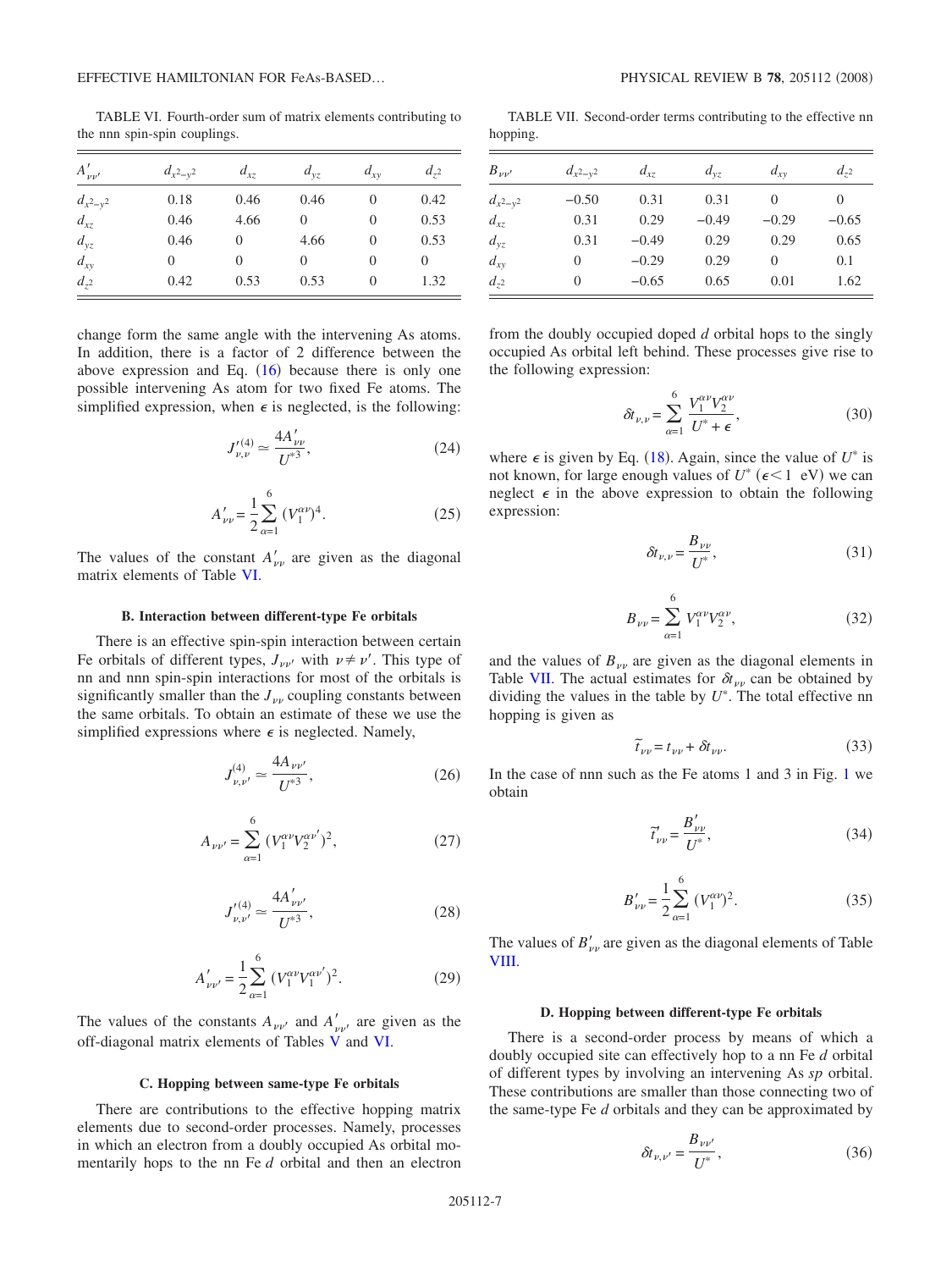TABLE VI. Fourth-order sum of matrix elements contributing to the nnn spin-spin couplings.

| $A'_{\nu\nu'}$ | $d_{x^2-y^2}$ | $d_{xz}$ | $d_{yz}$ | $d_{xy}$ | $d_{z^2}$ |
|---|---|---|---|---|---|
| $d_{x^2-y^2}$ | 0.18 | 0.46 | 0.46 | 0 | 0.42 |
| $d_{xz}$ | 0.46 | 4.66 | 0 | 0 | 0.53 |
| $d_{yz}$ | 0.46 | 0 | 4.66 | 0 | 0.53 |
| $d_{xy}$ | 0 | 0 | 0 | 0 | 0 |
| $d_{z^2}$ | 0.42 | 0.53 | 0.53 | 0 | 1.32 |

change form the same angle with the intervening As atoms. In addition, there is a factor of 2 difference between the above expression and Eq. (16) because there is only one possible intervening As atom for two fixed Fe atoms. The simplified expression, when $\epsilon$ is neglected, is the following:

$$J'^{(4)}_{\nu,\nu} \simeq \frac{4A'_{\nu\nu}}{U^{*3}}, \tag{24}$$

$$A'_{\nu\nu} = \frac{1}{2}\sum_{\alpha=1}^{6} (V_1^{\alpha\nu})^4. \tag{25}$$

The values of the constant $A'_{\nu\nu}$ are given as the diagonal matrix elements of Table VI.

### B. Interaction between different-type Fe orbitals

There is an effective spin-spin interaction between certain Fe orbitals of different types, $J_{\nu\nu'}$ with $\nu \neq \nu'$. This type of nn and nnn spin-spin interactions for most of the orbitals is significantly smaller than the $J_{\nu\nu}$ coupling constants between the same orbitals. To obtain an estimate of these we use the simplified expressions where $\epsilon$ is neglected. Namely,

$$J^{(4)}_{\nu,\nu'} \simeq \frac{4A_{\nu\nu'}}{U^{*3}}, \tag{26}$$

$$A_{\nu\nu'} = \sum_{\alpha=1}^{6} (V_1^{\alpha\nu} V_2^{\alpha\nu'})^2, \tag{27}$$

$$J'^{(4)}_{\nu,\nu'} \simeq \frac{4A'_{\nu\nu'}}{U^{*3}}, \tag{28}$$

$$A'_{\nu\nu'} = \frac{1}{2}\sum_{\alpha=1}^{6} (V_1^{\alpha\nu} V_1^{\alpha\nu'})^2. \tag{29}$$

The values of the constants $A_{\nu\nu'}$ and $A'_{\nu\nu'}$ are given as the off-diagonal matrix elements of Tables V and VI.

### C. Hopping between same-type Fe orbitals

There are contributions to the effective hopping matrix elements due to second-order processes. Namely, processes in which an electron from a doubly occupied As orbital momentarily hops to the nn Fe $d$ orbital and then an electron from the doubly occupied doped $d$ orbital hops to the singly occupied As orbital left behind. These processes give rise to the following expression:

TABLE VII. Second-order terms contributing to the effective nn hopping.

| $B_{\nu\nu'}$ | $d_{x^2-y^2}$ | $d_{xz}$ | $d_{yz}$ | $d_{xy}$ | $d_{z^2}$ |
|---|---|---|---|---|---|
| $d_{x^2-y^2}$ | −0.50 | 0.31 | 0.31 | 0 | 0 |
| $d_{xz}$ | 0.31 | 0.29 | −0.49 | −0.29 | −0.65 |
| $d_{yz}$ | 0.31 | −0.49 | 0.29 | 0.29 | 0.65 |
| $d_{xy}$ | 0 | −0.29 | 0.29 | 0 | 0.1 |
| $d_{z^2}$ | 0 | −0.65 | 0.65 | 0.01 | 1.62 |

$$\delta t_{\nu,\nu} = \sum_{\alpha=1}^{6} \frac{V_1^{\alpha\nu} V_2^{\alpha\nu}}{U^* + \epsilon}, \tag{30}$$

where $\epsilon$ is given by Eq. (18). Again, since the value of $U^*$ is not known, for large enough values of $U^*$ ($\epsilon < 1$ eV) we can neglect $\epsilon$ in the above expression to obtain the following expression:

$$\delta t_{\nu,\nu} = \frac{B_{\nu\nu}}{U^*}, \tag{31}$$

$$B_{\nu\nu} = \sum_{\alpha=1}^{6} V_1^{\alpha\nu} V_2^{\alpha\nu}, \tag{32}$$

and the values of $B_{\nu\nu}$ are given as the diagonal elements in Table VII. The actual estimates for $\delta t_{\nu\nu}$ can be obtained by dividing the values in the table by $U^*$. The total effective nn hopping is given as

$$\tilde{t}_{\nu\nu} = t_{\nu\nu} + \delta t_{\nu\nu}. \tag{33}$$

In the case of nnn such as the Fe atoms 1 and 3 in Fig. 1 we obtain

$$\tilde{t}'_{\nu\nu} = \frac{B'_{\nu\nu}}{U^*}, \tag{34}$$

$$B'_{\nu\nu} = \frac{1}{2}\sum_{\alpha=1}^{6} (V_1^{\alpha\nu})^2. \tag{35}$$

The values of $B'_{\nu\nu}$ are given as the diagonal elements of Table VIII.

### D. Hopping between different-type Fe orbitals

There is a second-order process by means of which a doubly occupied site can effectively hop to a nn Fe $d$ orbital of different types by involving an intervening As $sp$ orbital. These contributions are smaller than those connecting two of the same-type Fe $d$ orbitals and they can be approximated by

$$\delta t_{\nu,\nu'} = \frac{B_{\nu\nu'}}{U^*}, \tag{36}$$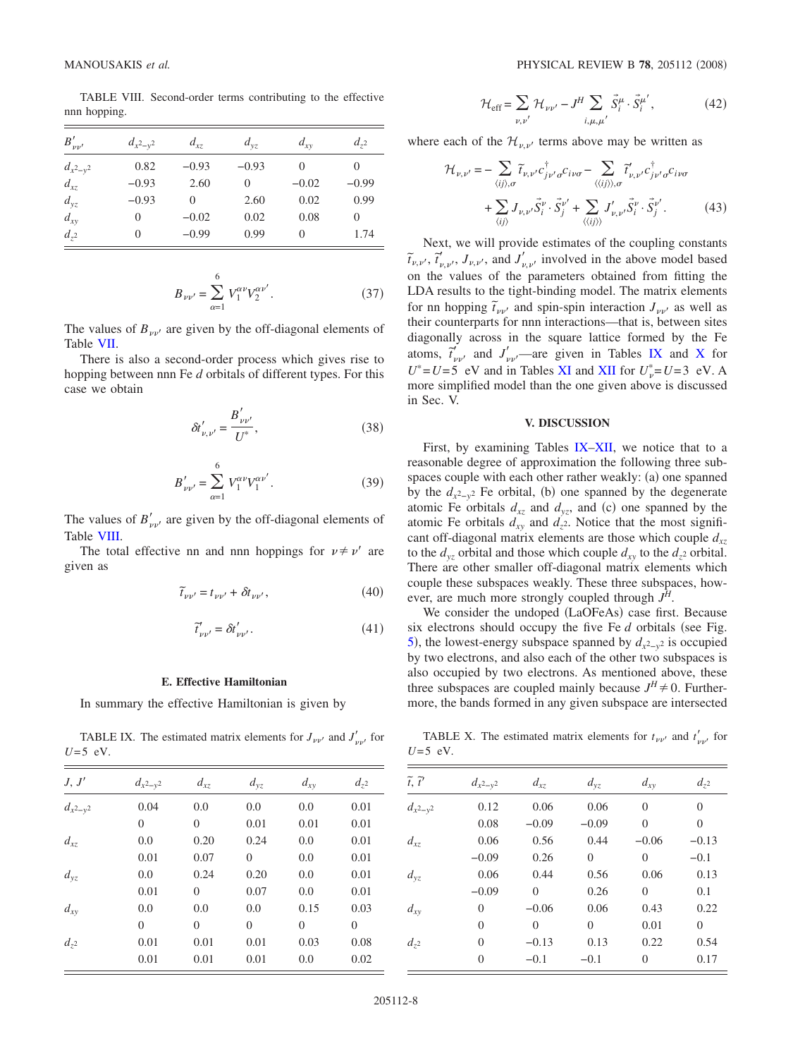TABLE VIII. Second-order terms contributing to the effective nnn hopping.

| $B'_{\nu\nu'}$ | $d_{x^2-y^2}$ | $d_{xz}$ | $d_{yz}$ | $d_{xy}$ | $d_{z^2}$ |
|---|---|---|---|---|---|
| $d_{x^2-y^2}$ | 0.82 | −0.93 | −0.93 | 0 | 0 |
| $d_{xz}$ | −0.93 | 2.60 | 0 | −0.02 | −0.99 |
| $d_{yz}$ | −0.93 | 0 | 2.60 | 0.02 | 0.99 |
| $d_{xy}$ | 0 | −0.02 | 0.02 | 0.08 | 0 |
| $d_{z^2}$ | 0 | −0.99 | 0.99 | 0 | 1.74 |

$$B_{\nu\nu'} = \sum_{\alpha=1}^{6} V_1^{\alpha\nu} V_2^{\alpha\nu'} . \tag{37}$$

The values of $B_{\nu\nu'}$ are given by the off-diagonal elements of Table VII.

There is also a second-order process which gives rise to hopping between nnn Fe $d$ orbitals of different types. For this case we obtain

$$\delta t'_{\nu,\nu'} = \frac{B'_{\nu\nu'}}{U^*}, \tag{38}$$

$$B'_{\nu\nu'} = \sum_{\alpha=1}^{6} V_1^{\alpha\nu} V_1^{\alpha\nu'} . \tag{39}$$

The values of $B'_{\nu\nu'}$ are given by the off-diagonal elements of Table VIII.

The total effective nn and nnn hoppings for $\nu \neq \nu'$ are given as

$$\tilde{t}_{\nu\nu'} = t_{\nu\nu'} + \delta t_{\nu\nu'}, \tag{40}$$

$$\tilde{t}'_{\nu\nu'} = \delta t'_{\nu\nu'} . \tag{41}$$

### E. Effective Hamiltonian

In summary the effective Hamiltonian is given by

$$\mathcal{H}_{\text{eff}} = \sum_{\nu,\nu'} \mathcal{H}_{\nu\nu'} - J^H \sum_{i,\mu,\mu'} \vec{S}_i^{\mu} \cdot \vec{S}_i^{\mu'}, \tag{42}$$

where each of the $\mathcal{H}_{\nu,\nu'}$ terms above may be written as

$$\mathcal{H}_{\nu,\nu'} = - \sum_{\langle ij \rangle,\sigma} \tilde{t}_{\nu,\nu'} c^{\dagger}_{j\nu'\sigma} c_{i\nu\sigma} - \sum_{\langle\langle ij \rangle\rangle,\sigma} \tilde{t}'_{\nu,\nu'} c^{\dagger}_{j\nu'\sigma} c_{i\nu\sigma} + \sum_{\langle ij \rangle} J_{\nu,\nu'} \vec{S}_i^{\nu} \cdot \vec{S}_j^{\nu'} + \sum_{\langle\langle ij \rangle\rangle} J'_{\nu,\nu'} \vec{S}_i^{\nu} \cdot \vec{S}_j^{\nu'} . \tag{43}$$

Next, we will provide estimates of the coupling constants $\tilde{t}_{\nu,\nu'}$, $\tilde{t}'_{\nu,\nu'}$, $J_{\nu,\nu'}$, and $J'_{\nu,\nu'}$ involved in the above model based on the values of the parameters obtained from fitting the LDA results to the tight-binding model. The matrix elements for nn hopping $\tilde{t}_{\nu\nu'}$ and spin-spin interaction $J_{\nu\nu'}$ as well as their counterparts for nnn interactions—that is, between sites diagonally across in the square lattice formed by the Fe atoms, $\tilde{t}'_{\nu\nu'}$ and $J'_{\nu\nu'}$—are given in Tables IX and X for $U^* = U = 5$ eV and in Tables XI and XII for $U^*_\nu = U = 3$ eV. A more simplified model than the one given above is discussed in Sec. V.

TABLE IX. The estimated matrix elements for $J_{\nu\nu'}$ and $J'_{\nu\nu'}$ for $U = 5$ eV.

| $J$, $J'$ | $d_{x^2-y^2}$ | $d_{xz}$ | $d_{yz}$ | $d_{xy}$ | $d_{z^2}$ |
|---|---|---|---|---|---|
| $d_{x^2-y^2}$ | 0.04 | 0.0 | 0.0 | 0.0 | 0.01 |
| | 0 | 0 | 0.01 | 0.01 | 0.01 |
| $d_{xz}$ | 0.0 | 0.20 | 0.24 | 0.0 | 0.01 |
| | 0.01 | 0.07 | 0 | 0.0 | 0.01 |
| $d_{yz}$ | 0.0 | 0.24 | 0.20 | 0.0 | 0.01 |
| | 0.01 | 0 | 0.07 | 0.0 | 0.01 |
| $d_{xy}$ | 0.0 | 0.0 | 0.0 | 0.15 | 0.03 |
| | 0 | 0 | 0 | 0 | 0 |
| $d_{z^2}$ | 0.01 | 0.01 | 0.01 | 0.03 | 0.08 |
| | 0.01 | 0.01 | 0.01 | 0.0 | 0.02 |

TABLE X. The estimated matrix elements for $t_{\nu\nu'}$ and $t'_{\nu\nu'}$ for $U = 5$ eV.

| $\tilde{t}$, $\tilde{t}'$ | $d_{x^2-y^2}$ | $d_{xz}$ | $d_{yz}$ | $d_{xy}$ | $d_{z^2}$ |
|---|---|---|---|---|---|
| $d_{x^2-y^2}$ | 0.12 | 0.06 | 0.06 | 0 | 0 |
| | 0.08 | −0.09 | −0.09 | 0 | 0 |
| $d_{xz}$ | 0.06 | 0.56 | 0.44 | −0.06 | −0.13 |
| | −0.09 | 0.26 | 0 | 0 | −0.1 |
| $d_{yz}$ | 0.06 | 0.44 | 0.56 | 0.06 | 0.13 |
| | −0.09 | 0 | 0.26 | 0 | 0.1 |
| $d_{xy}$ | 0 | −0.06 | 0.06 | 0.43 | 0.22 |
| | 0 | 0 | 0 | 0.01 | 0 |
| $d_{z^2}$ | 0 | −0.13 | 0.13 | 0.22 | 0.54 |
| | 0 | −0.1 | −0.1 | 0 | 0.17 |

## V. DISCUSSION

First, by examining Tables IX–XII, we notice that to a reasonable degree of approximation the following three subspaces couple with each other rather weakly: (a) one spanned by the $d_{x^2-y^2}$ Fe orbital, (b) one spanned by the degenerate atomic Fe orbitals $d_{xz}$ and $d_{yz}$, and (c) one spanned by the atomic Fe orbitals $d_{xy}$ and $d_{z^2}$. Notice that the most significant off-diagonal matrix elements are those which couple $d_{xz}$ to the $d_{yz}$ orbital and those which couple $d_{xy}$ to the $d_{z^2}$ orbital. There are other smaller off-diagonal matrix elements which couple these subspaces weakly. These three subspaces, however, are much more strongly coupled through $J^H$.

We consider the undoped (LaOFeAs) case first. Because six electrons should occupy the five Fe $d$ orbitals (see Fig. 5), the lowest-energy subspace spanned by $d_{x^2-y^2}$ is occupied by two electrons, and also each of the other two subspaces is also occupied by two electrons. As mentioned above, these three subspaces are coupled mainly because $J^H \neq 0$. Furthermore, the bands formed in any given subspace are intersected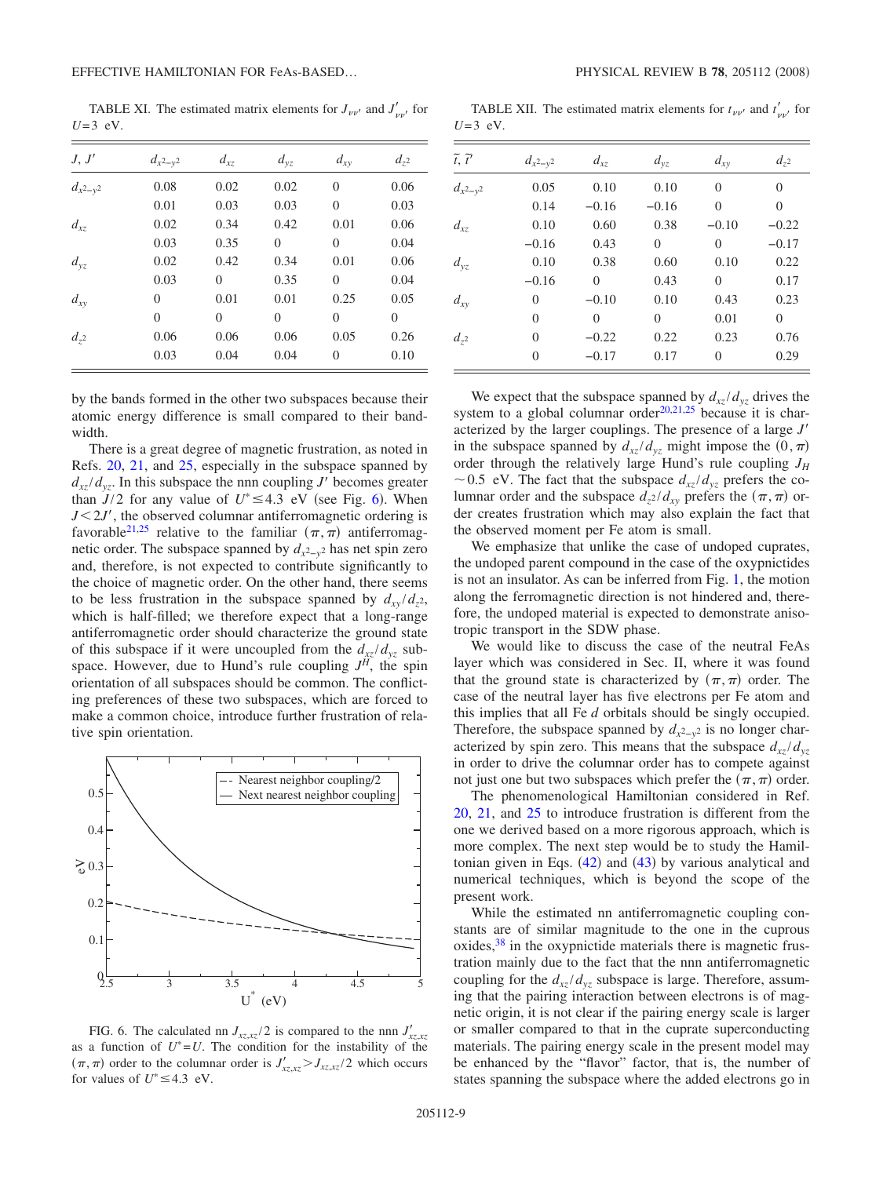TABLE XI. The estimated matrix elements for $J_{\nu\nu'}$ and $J'_{\nu\nu'}$ for $U=3$ eV.

| $J, J'$ | $d_{x^2-y^2}$ | $d_{xz}$ | $d_{yz}$ | $d_{xy}$ | $d_{z^2}$ |
|---|---|---|---|---|---|
| $d_{x^2-y^2}$ | 0.08 | 0.02 | 0.02 | 0 | 0.06 |
| | 0.01 | 0.03 | 0.03 | 0 | 0.03 |
| $d_{xz}$ | 0.02 | 0.34 | 0.42 | 0.01 | 0.06 |
| | 0.03 | 0.35 | 0 | 0 | 0.04 |
| $d_{yz}$ | 0.02 | 0.42 | 0.34 | 0.01 | 0.06 |
| | 0.03 | 0 | 0.35 | 0 | 0.04 |
| $d_{xy}$ | 0 | 0.01 | 0.01 | 0.25 | 0.05 |
| | 0 | 0 | 0 | 0 | 0 |
| $d_{z^2}$ | 0.06 | 0.06 | 0.06 | 0.05 | 0.26 |
| | 0.03 | 0.04 | 0.04 | 0 | 0.10 |

TABLE XII. The estimated matrix elements for $t_{\nu\nu'}$ and $t'_{\nu\nu'}$ for $U=3$ eV.

| $\tilde{t}, \tilde{t}'$ | $d_{x^2-y^2}$ | $d_{xz}$ | $d_{yz}$ | $d_{xy}$ | $d_{z^2}$ |
|---|---|---|---|---|---|
| $d_{x^2-y^2}$ | 0.05 | 0.10 | 0.10 | 0 | 0 |
| | 0.14 | −0.16 | −0.16 | 0 | 0 |
| $d_{xz}$ | 0.10 | 0.60 | 0.38 | −0.10 | −0.22 |
| | −0.16 | 0.43 | 0 | 0 | −0.17 |
| $d_{yz}$ | 0.10 | 0.38 | 0.60 | 0.10 | 0.22 |
| | −0.16 | 0 | 0.43 | 0 | 0.17 |
| $d_{xy}$ | 0 | −0.10 | 0.10 | 0.43 | 0.23 |
| | 0 | 0 | 0 | 0.01 | 0 |
| $d_{z^2}$ | 0 | −0.22 | 0.22 | 0.23 | 0.76 |
| | 0 | −0.17 | 0.17 | 0 | 0.29 |

by the bands formed in the other two subspaces because their atomic energy difference is small compared to their bandwidth.

There is a great degree of magnetic frustration, as noted in Refs. 20, 21, and 25, especially in the subspace spanned by $d_{xz}/d_{yz}$. In this subspace the nnn coupling $J'$ becomes greater than $J/2$ for any value of $U^* \leq 4.3$ eV (see Fig. 6). When $J<2J'$, the observed columnar antiferromagnetic ordering is favorable[21,25] relative to the familiar $(\pi,\pi)$ antiferromagnetic order. The subspace spanned by $d_{x^2-y^2}$ has net spin zero and, therefore, is not expected to contribute significantly to the choice of magnetic order. On the other hand, there seems to be less frustration in the subspace spanned by $d_{xy}/d_{z^2}$, which is half-filled; we therefore expect that a long-range antiferromagnetic order should characterize the ground state of this subspace if it were uncoupled from the $d_{xz}/d_{yz}$ subspace. However, due to Hund's rule coupling $J^H$, the spin orientation of all subspaces should be common. The conflicting preferences of these two subspaces, which are forced to make a common choice, introduce further frustration of relative spin orientation.

FIG. 6. The calculated nn $J_{xz,xz}/2$ is compared to the nnn $J'_{xz,xz}$ as a function of $U^*=U$. The condition for the instability of the $(\pi,\pi)$ order to the columnar order is $J'_{xz,xz}>J_{xz,xz}/2$ which occurs for values of $U^* \leq 4.3$ eV.

We expect that the subspace spanned by $d_{xz}/d_{yz}$ drives the system to a global columnar order[20,21,25] because it is characterized by the larger couplings. The presence of a large $J'$ in the subspace spanned by $d_{xz}/d_{yz}$ might impose the $(0,\pi)$ order through the relatively large Hund's rule coupling $J_H$ $\sim 0.5$ eV. The fact that the subspace $d_{xz}/d_{yz}$ prefers the columnar order and the subspace $d_{z^2}/d_{xy}$ prefers the $(\pi,\pi)$ order creates frustration which may also explain the fact that the observed moment per Fe atom is small.

We emphasize that unlike the case of undoped cuprates, the undoped parent compound in the case of the oxypnictides is not an insulator. As can be inferred from Fig. 1, the motion along the ferromagnetic direction is not hindered and, therefore, the undoped material is expected to demonstrate anisotropic transport in the SDW phase.

We would like to discuss the case of the neutral FeAs layer which was considered in Sec. II, where it was found that the ground state is characterized by $(\pi,\pi)$ order. The case of the neutral layer has five electrons per Fe atom and this implies that all Fe $d$ orbitals should be singly occupied. Therefore, the subspace spanned by $d_{x^2-y^2}$ is no longer characterized by spin zero. This means that the subspace $d_{xz}/d_{yz}$ in order to drive the columnar order has to compete against not just one but two subspaces which prefer the $(\pi,\pi)$ order.

The phenomenological Hamiltonian considered in Ref. 20, 21, and 25 to introduce frustration is different from the one we derived based on a more rigorous approach, which is more complex. The next step would be to study the Hamiltonian given in Eqs. (42) and (43) by various analytical and numerical techniques, which is beyond the scope of the present work.

While the estimated nn antiferromagnetic coupling constants are of similar magnitude to the one in the cuprous oxides,[38] in the oxypnictide materials there is magnetic frustration mainly due to the fact that the nnn antiferromagnetic coupling for the $d_{xz}/d_{yz}$ subspace is large. Therefore, assuming that the pairing interaction between electrons is of magnetic origin, it is not clear if the pairing energy scale is larger or smaller compared to that in the cuprate superconducting materials. The pairing energy scale in the present model may be enhanced by the "flavor" factor, that is, the number of states spanning the subspace where the added electrons go in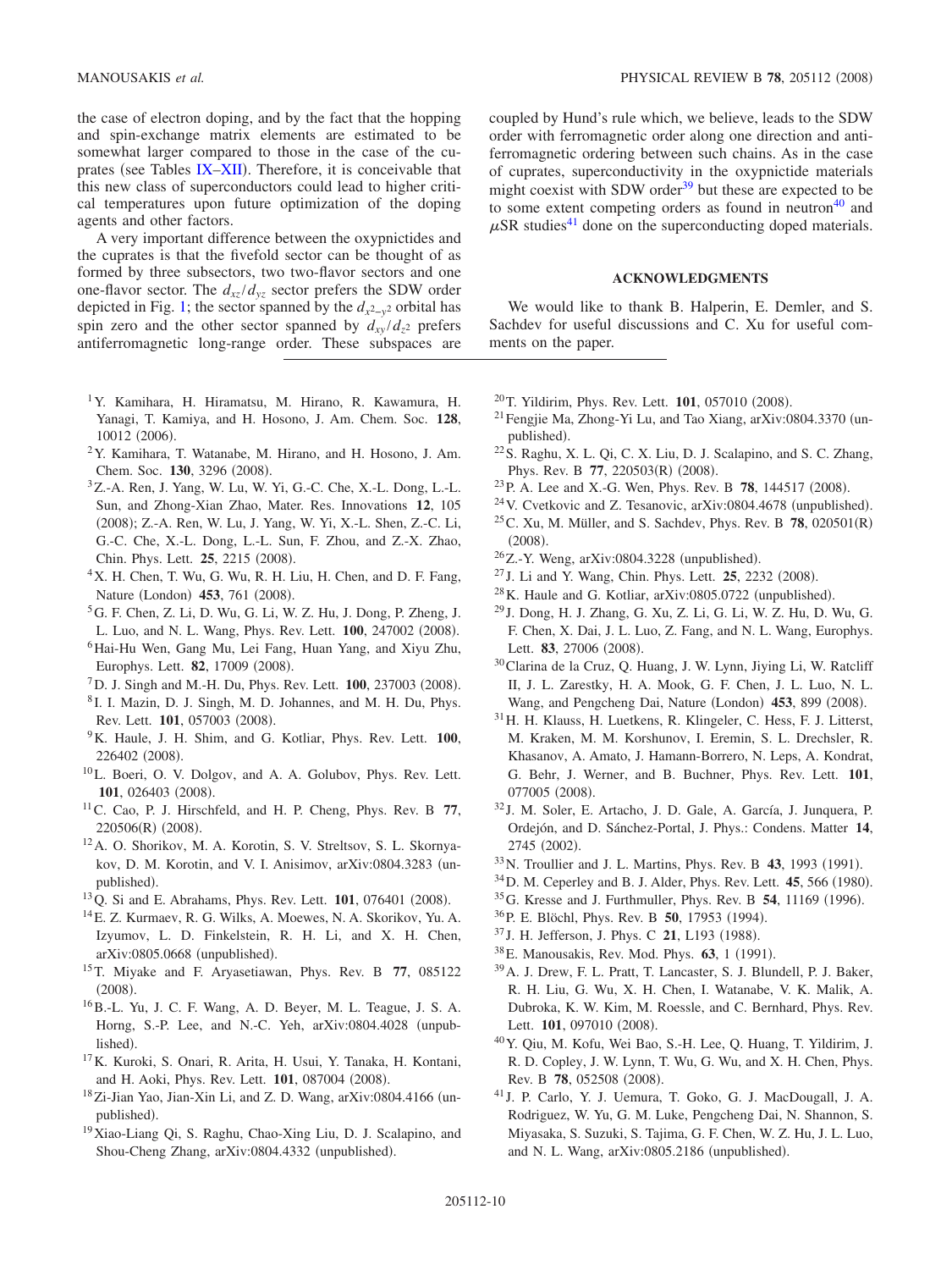the case of electron doping, and by the fact that the hopping and spin-exchange matrix elements are estimated to be somewhat larger compared to those in the case of the cuprates (see Tables IX–XII). Therefore, it is conceivable that this new class of superconductors could lead to higher critical temperatures upon future optimization of the doping agents and other factors.

A very important difference between the oxypnictides and the cuprates is that the fivefold sector can be thought of as formed by three subsectors, two two-flavor sectors and one one-flavor sector. The $d_{xz}/d_{yz}$ sector prefers the SDW order depicted in Fig. 1; the sector spanned by the $d_{x^2-y^2}$ orbital has spin zero and the other sector spanned by $d_{xy}/d_{z^2}$ prefers antiferromagnetic long-range order. These subspaces are coupled by Hund's rule which, we believe, leads to the SDW order with ferromagnetic order along one direction and antiferromagnetic ordering between such chains. As in the case of cuprates, superconductivity in the oxypnictide materials might coexist with SDW order[39] but these are expected to be to some extent competing orders as found in neutron[40] and $\mu$SR studies[41] done on the superconducting doped materials.

## ACKNOWLEDGMENTS

We would like to thank B. Halperin, E. Demler, and S. Sachdev for useful discussions and C. Xu for useful comments on the paper.

[1] Y. Kamihara, H. Hiramatsu, M. Hirano, R. Kawamura, H. Yanagi, T. Kamiya, and H. Hosono, J. Am. Chem. Soc. **128**, 10012 (2006).

[2] Y. Kamihara, T. Watanabe, M. Hirano, and H. Hosono, J. Am. Chem. Soc. **130**, 3296 (2008).

[3] Z.-A. Ren, J. Yang, W. Lu, W. Yi, G.-C. Che, X.-L. Dong, L.-L. Sun, and Zhong-Xian Zhao, Mater. Res. Innovations **12**, 105 (2008); Z.-A. Ren, W. Lu, J. Yang, W. Yi, X.-L. Shen, Z.-C. Li, G.-C. Che, X.-L. Dong, L.-L. Sun, F. Zhou, and Z.-X. Zhao, Chin. Phys. Lett. **25**, 2215 (2008).

[4] X. H. Chen, T. Wu, G. Wu, R. H. Liu, H. Chen, and D. F. Fang, Nature (London) **453**, 761 (2008).

[5] G. F. Chen, Z. Li, D. Wu, G. Li, W. Z. Hu, J. Dong, P. Zheng, J. L. Luo, and N. L. Wang, Phys. Rev. Lett. **100**, 247002 (2008).

[6] Hai-Hu Wen, Gang Mu, Lei Fang, Huan Yang, and Xiyu Zhu, Europhys. Lett. **82**, 17009 (2008).

[7] D. J. Singh and M.-H. Du, Phys. Rev. Lett. **100**, 237003 (2008).

[8] I. I. Mazin, D. J. Singh, M. D. Johannes, and M. H. Du, Phys. Rev. Lett. **101**, 057003 (2008).

[9] K. Haule, J. H. Shim, and G. Kotliar, Phys. Rev. Lett. **100**, 226402 (2008).

[10] L. Boeri, O. V. Dolgov, and A. A. Golubov, Phys. Rev. Lett. **101**, 026403 (2008).

[11] C. Cao, P. J. Hirschfeld, and H. P. Cheng, Phys. Rev. B **77**, 220506(R) (2008).

[12] A. O. Shorikov, M. A. Korotin, S. V. Streltsov, S. L. Skornyakov, D. M. Korotin, and V. I. Anisimov, arXiv:0804.3283 (unpublished).

[13] Q. Si and E. Abrahams, Phys. Rev. Lett. **101**, 076401 (2008).

[14] E. Z. Kurmaev, R. G. Wilks, A. Moewes, N. A. Skorikov, Yu. A. Izyumov, L. D. Finkelstein, R. H. Li, and X. H. Chen, arXiv:0805.0668 (unpublished).

[15] T. Miyake and F. Aryasetiawan, Phys. Rev. B **77**, 085122 (2008).

[16] B.-L. Yu, J. C. F. Wang, A. D. Beyer, M. L. Teague, J. S. A. Horng, S.-P. Lee, and N.-C. Yeh, arXiv:0804.4028 (unpublished).

[17] K. Kuroki, S. Onari, R. Arita, H. Usui, Y. Tanaka, H. Kontani, and H. Aoki, Phys. Rev. Lett. **101**, 087004 (2008).

[18] Zi-Jian Yao, Jian-Xin Li, and Z. D. Wang, arXiv:0804.4166 (unpublished).

[19] Xiao-Liang Qi, S. Raghu, Chao-Xing Liu, D. J. Scalapino, and Shou-Cheng Zhang, arXiv:0804.4332 (unpublished).

[20] T. Yildirim, Phys. Rev. Lett. **101**, 057010 (2008).

[21] Fengjie Ma, Zhong-Yi Lu, and Tao Xiang, arXiv:0804.3370 (unpublished).

[22] S. Raghu, X. L. Qi, C. X. Liu, D. J. Scalapino, and S. C. Zhang, Phys. Rev. B **77**, 220503(R) (2008).

[23] P. A. Lee and X.-G. Wen, Phys. Rev. B **78**, 144517 (2008).

[24] V. Cvetkovic and Z. Tesanovic, arXiv:0804.4678 (unpublished).

[25] C. Xu, M. Müller, and S. Sachdev, Phys. Rev. B **78**, 020501(R) (2008).

[26] Z.-Y. Weng, arXiv:0804.3228 (unpublished).

[27] J. Li and Y. Wang, Chin. Phys. Lett. **25**, 2232 (2008).

[28] K. Haule and G. Kotliar, arXiv:0805.0722 (unpublished).

[29] J. Dong, H. J. Zhang, G. Xu, Z. Li, G. Li, W. Z. Hu, D. Wu, G. F. Chen, X. Dai, J. L. Luo, Z. Fang, and N. L. Wang, Europhys. Lett. **83**, 27006 (2008).

[30] Clarina de la Cruz, Q. Huang, J. W. Lynn, Jiying Li, W. Ratcliff II, J. L. Zarestky, H. A. Mook, G. F. Chen, J. L. Luo, N. L. Wang, and Pengcheng Dai, Nature (London) **453**, 899 (2008).

[31] H. H. Klauss, H. Luetkens, R. Klingeler, C. Hess, F. J. Litterst, M. Kraken, M. M. Korshunov, I. Eremin, S. L. Drechsler, R. Khasanov, A. Amato, J. Hamann-Borrero, N. Leps, A. Kondrat, G. Behr, J. Werner, and B. Buchner, Phys. Rev. Lett. **101**, 077005 (2008).

[32] J. M. Soler, E. Artacho, J. D. Gale, A. García, J. Junquera, P. Ordejón, and D. Sánchez-Portal, J. Phys.: Condens. Matter **14**, 2745 (2002).

[33] N. Troullier and J. L. Martins, Phys. Rev. B **43**, 1993 (1991).

[34] D. M. Ceperley and B. J. Alder, Phys. Rev. Lett. **45**, 566 (1980).

[35] G. Kresse and J. Furthmuller, Phys. Rev. B **54**, 11169 (1996).

[36] P. E. Blöchl, Phys. Rev. B **50**, 17953 (1994).

[37] J. H. Jefferson, J. Phys. C **21**, L193 (1988).

[38] E. Manousakis, Rev. Mod. Phys. **63**, 1 (1991).

[39] A. J. Drew, F. L. Pratt, T. Lancaster, S. J. Blundell, P. J. Baker, R. H. Liu, G. Wu, X. H. Chen, I. Watanabe, V. K. Malik, A. Dubroka, K. W. Kim, M. Roessle, and C. Bernhard, Phys. Rev. Lett. **101**, 097010 (2008).

[40] Y. Qiu, M. Kofu, Wei Bao, S.-H. Lee, Q. Huang, T. Yildirim, J. R. D. Copley, J. W. Lynn, T. Wu, G. Wu, and X. H. Chen, Phys. Rev. B **78**, 052508 (2008).

[41] J. P. Carlo, Y. J. Uemura, T. Goko, G. J. MacDougall, J. A. Rodriguez, W. Yu, G. M. Luke, Pengcheng Dai, N. Shannon, S. Miyasaka, S. Suzuki, S. Tajima, G. F. Chen, W. Z. Hu, J. L. Luo, and N. L. Wang, arXiv:0805.2186 (unpublished).